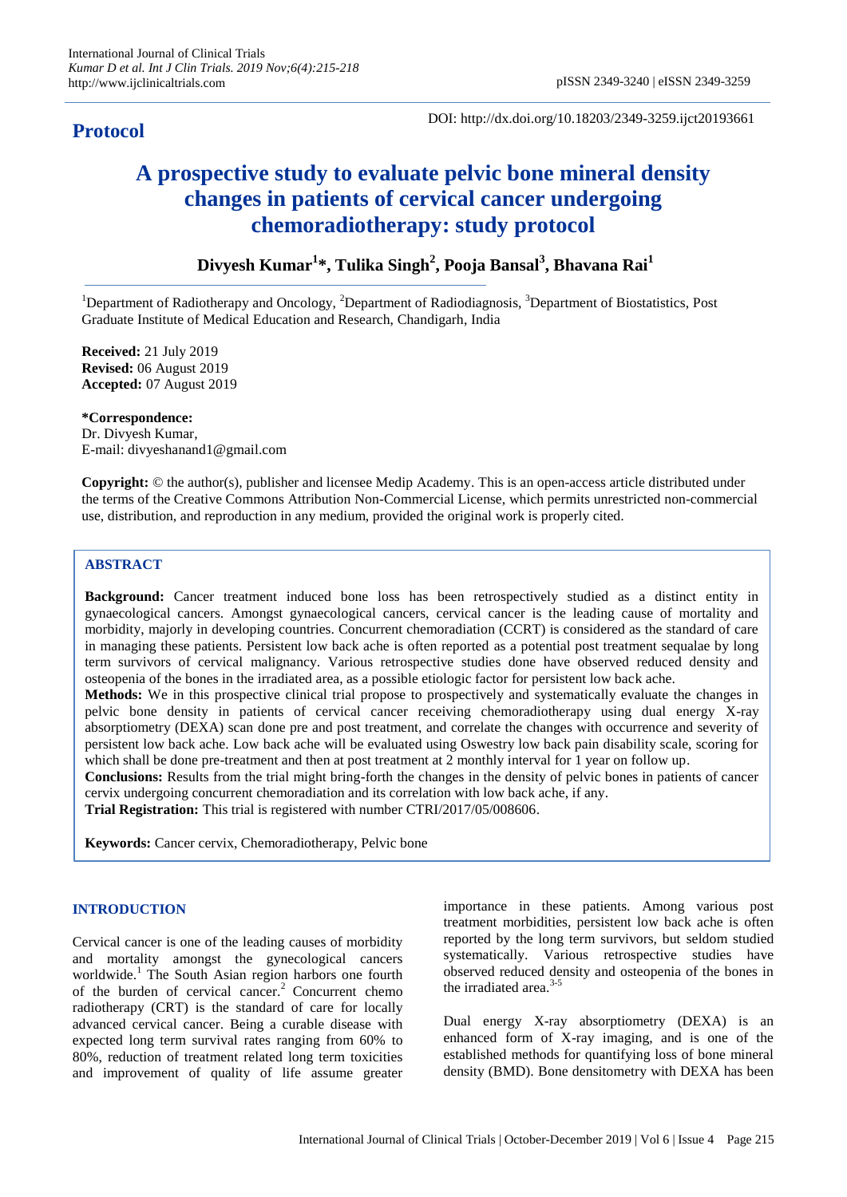**Protocol**

DOI: http://dx.doi.org/10.18203/2349-3259.ijct20193661

# A prospective study to evaluate pelvic bone mineral density changes in patients of cervical cancer undergoing chemoradiotherapy: study protocol

**Divyesh Kumar[1]\*, Tulika Singh[2], Pooja Bansal[3], Bhavana Rai[1]**

[1]Department of Radiotherapy and Oncology, [2]Department of Radiodiagnosis, [3]Department of Biostatistics, Post Graduate Institute of Medical Education and Research, Chandigarh, India

**Received:** 21 July 2019
**Revised:** 06 August 2019
**Accepted:** 07 August 2019

**\*Correspondence:**
Dr. Divyesh Kumar,
E-mail: divyeshanand1@gmail.com

**Copyright:** © the author(s), publisher and licensee Medip Academy. This is an open-access article distributed under the terms of the Creative Commons Attribution Non-Commercial License, which permits unrestricted non-commercial use, distribution, and reproduction in any medium, provided the original work is properly cited.

## ABSTRACT

**Background:** Cancer treatment induced bone loss has been retrospectively studied as a distinct entity in gynaecological cancers. Amongst gynaecological cancers, cervical cancer is the leading cause of mortality and morbidity, majorly in developing countries. Concurrent chemoradiation (CCRT) is considered as the standard of care in managing these patients. Persistent low back ache is often reported as a potential post treatment sequalae by long term survivors of cervical malignancy. Various retrospective studies done have observed reduced density and osteopenia of the bones in the irradiated area, as a possible etiologic factor for persistent low back ache.

**Methods:** We in this prospective clinical trial propose to prospectively and systematically evaluate the changes in pelvic bone density in patients of cervical cancer receiving chemoradiotherapy using dual energy X-ray absorptiometry (DEXA) scan done pre and post treatment, and correlate the changes with occurrence and severity of persistent low back ache. Low back ache will be evaluated using Oswestry low back pain disability scale, scoring for which shall be done pre-treatment and then at post treatment at 2 monthly interval for 1 year on follow up.

**Conclusions:** Results from the trial might bring-forth the changes in the density of pelvic bones in patients of cancer cervix undergoing concurrent chemoradiation and its correlation with low back ache, if any.

**Trial Registration:** This trial is registered with number CTRI/2017/05/008606.

**Keywords:** Cancer cervix, Chemoradiotherapy, Pelvic bone

## INTRODUCTION

Cervical cancer is one of the leading causes of morbidity and mortality amongst the gynecological cancers worldwide.[1] The South Asian region harbors one fourth of the burden of cervical cancer.[2] Concurrent chemo radiotherapy (CRT) is the standard of care for locally advanced cervical cancer. Being a curable disease with expected long term survival rates ranging from 60% to 80%, reduction of treatment related long term toxicities and improvement of quality of life assume greater importance in these patients. Among various post treatment morbidities, persistent low back ache is often reported by the long term survivors, but seldom studied systematically. Various retrospective studies have observed reduced density and osteopenia of the bones in the irradiated area.[3-5]

Dual energy X-ray absorptiometry (DEXA) is an enhanced form of X-ray imaging, and is one of the established methods for quantifying loss of bone mineral density (BMD). Bone densitometry with DEXA has been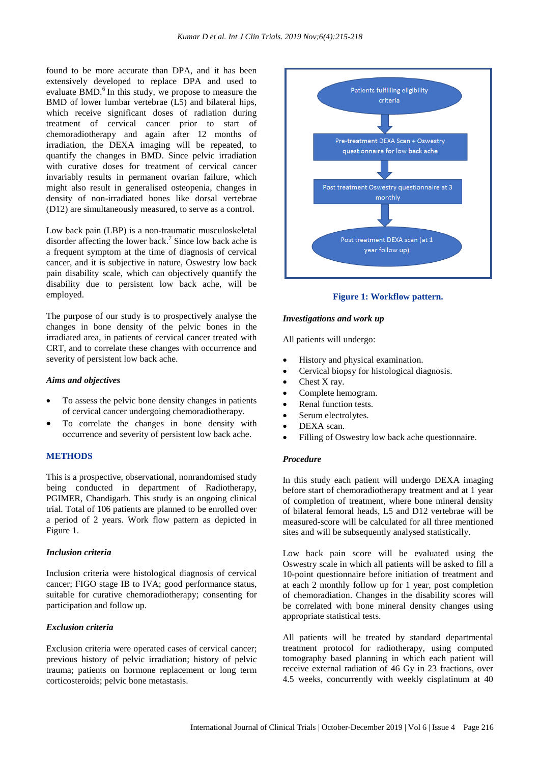found to be more accurate than DPA, and it has been extensively developed to replace DPA and used to evaluate BMD.[6] In this study, we propose to measure the BMD of lower lumbar vertebrae (L5) and bilateral hips, which receive significant doses of radiation during treatment of cervical cancer prior to start of chemoradiotherapy and again after 12 months of irradiation, the DEXA imaging will be repeated, to quantify the changes in BMD. Since pelvic irradiation with curative doses for treatment of cervical cancer invariably results in permanent ovarian failure, which might also result in generalised osteopenia, changes in density of non-irradiated bones like dorsal vertebrae (D12) are simultaneously measured, to serve as a control.

Low back pain (LBP) is a non-traumatic musculoskeletal disorder affecting the lower back.[7] Since low back ache is a frequent symptom at the time of diagnosis of cervical cancer, and it is subjective in nature, Oswestry low back pain disability scale, which can objectively quantify the disability due to persistent low back ache, will be employed.

The purpose of our study is to prospectively analyse the changes in bone density of the pelvic bones in the irradiated area, in patients of cervical cancer treated with CRT, and to correlate these changes with occurrence and severity of persistent low back ache.

### *Aims and objectives*

- To assess the pelvic bone density changes in patients of cervical cancer undergoing chemoradiotherapy.
- To correlate the changes in bone density with occurrence and severity of persistent low back ache.

## METHODS

This is a prospective, observational, nonrandomised study being conducted in department of Radiotherapy, PGIMER, Chandigarh. This study is an ongoing clinical trial. Total of 106 patients are planned to be enrolled over a period of 2 years. Work flow pattern as depicted in Figure 1.

### *Inclusion criteria*

Inclusion criteria were histological diagnosis of cervical cancer; FIGO stage IB to IVA; good performance status, suitable for curative chemoradiotherapy; consenting for participation and follow up.

### *Exclusion criteria*

Exclusion criteria were operated cases of cervical cancer; previous history of pelvic irradiation; history of pelvic trauma; patients on hormone replacement or long term corticosteroids; pelvic bone metastasis.

Patients fulfilling eligibility criteria
↓
Pre-treatment DEXA Scan + Oswestry questionnaire for low back ache
↓
Post treatment Oswestry questionnaire at 3 monthly
↓
Post treatment DEXA scan (at 1 year follow up)

**Figure 1: Workflow pattern.**

### *Investigations and work up*

All patients will undergo:

- History and physical examination.
- Cervical biopsy for histological diagnosis.
- Chest X ray.
- Complete hemogram.
- Renal function tests.
- Serum electrolytes.
- DEXA scan.
- Filling of Oswestry low back ache questionnaire.

### *Procedure*

In this study each patient will undergo DEXA imaging before start of chemoradiotherapy treatment and at 1 year of completion of treatment, where bone mineral density of bilateral femoral heads, L5 and D12 vertebrae will be measured-score will be calculated for all three mentioned sites and will be subsequently analysed statistically.

Low back pain score will be evaluated using the Oswestry scale in which all patients will be asked to fill a 10-point questionnaire before initiation of treatment and at each 2 monthly follow up for 1 year, post completion of chemoradiation. Changes in the disability scores will be correlated with bone mineral density changes using appropriate statistical tests.

All patients will be treated by standard departmental treatment protocol for radiotherapy, using computed tomography based planning in which each patient will receive external radiation of 46 Gy in 23 fractions, over 4.5 weeks, concurrently with weekly cisplatinum at 40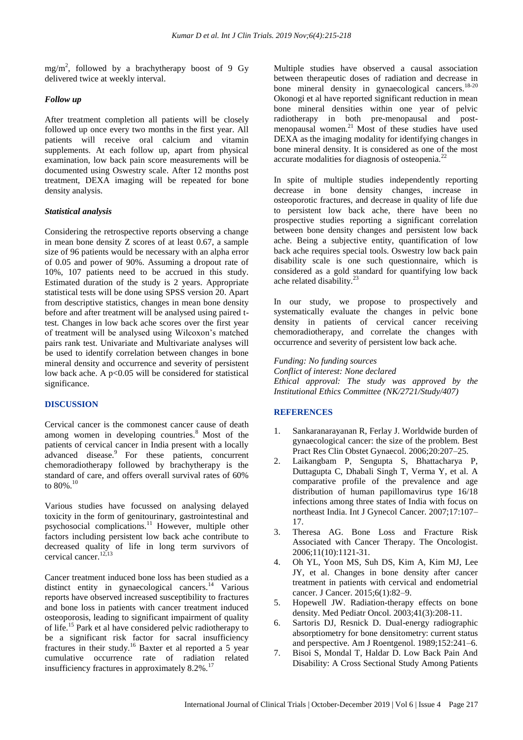$mg/m^2$, followed by a brachytherapy boost of 9 Gy delivered twice at weekly interval.

### *Follow up*

After treatment completion all patients will be closely followed up once every two months in the first year. All patients will receive oral calcium and vitamin supplements. At each follow up, apart from physical examination, low back pain score measurements will be documented using Oswestry scale. After 12 months post treatment, DEXA imaging will be repeated for bone density analysis.

### *Statistical analysis*

Considering the retrospective reports observing a change in mean bone density Z scores of at least 0.67, a sample size of 96 patients would be necessary with an alpha error of 0.05 and power of 90%. Assuming a dropout rate of 10%, 107 patients need to be accrued in this study. Estimated duration of the study is 2 years. Appropriate statistical tests will be done using SPSS version 20. Apart from descriptive statistics, changes in mean bone density before and after treatment will be analysed using paired t-test. Changes in low back ache scores over the first year of treatment will be analysed using Wilcoxon's matched pairs rank test. Univariate and Multivariate analyses will be used to identify correlation between changes in bone mineral density and occurrence and severity of persistent low back ache. A $p<0.05$ will be considered for statistical significance.

## DISCUSSION

Cervical cancer is the commonest cancer cause of death among women in developing countries.[8] Most of the patients of cervical cancer in India present with a locally advanced disease.[9] For these patients, concurrent chemoradiotherapy followed by brachytherapy is the standard of care, and offers overall survival rates of 60% to 80%.[10]

Various studies have focussed on analysing delayed toxicity in the form of genitourinary, gastrointestinal and psychosocial complications.[11] However, multiple other factors including persistent low back ache contribute to decreased quality of life in long term survivors of cervical cancer.[12,13]

Cancer treatment induced bone loss has been studied as a distinct entity in gynaecological cancers.[14] Various reports have observed increased susceptibility to fractures and bone loss in patients with cancer treatment induced osteoporosis, leading to significant impairment of quality of life.[15] Park et al have considered pelvic radiotherapy to be a significant risk factor for sacral insufficiency fractures in their study.[16] Baxter et al reported a 5 year cumulative occurrence rate of radiation related insufficiency fractures in approximately 8.2%.[17]

Multiple studies have observed a causal association between therapeutic doses of radiation and decrease in bone mineral density in gynaecological cancers.[18-20] Okonogi et al have reported significant reduction in mean bone mineral densities within one year of pelvic radiotherapy in both pre-menopausal and post-menopausal women.[21] Most of these studies have used DEXA as the imaging modality for identifying changes in bone mineral density. It is considered as one of the most accurate modalities for diagnosis of osteopenia.[22]

In spite of multiple studies independently reporting decrease in bone density changes, increase in osteoporotic fractures, and decrease in quality of life due to persistent low back ache, there have been no prospective studies reporting a significant correlation between bone density changes and persistent low back ache. Being a subjective entity, quantification of low back ache requires special tools. Oswestry low back pain disability scale is one such questionnaire, which is considered as a gold standard for quantifying low back ache related disability.[23]

In our study, we propose to prospectively and systematically evaluate the changes in pelvic bone density in patients of cervical cancer receiving chemoradiotherapy, and correlate the changes with occurrence and severity of persistent low back ache.

*Funding: No funding sources*
*Conflict of interest: None declared*
*Ethical approval: The study was approved by the Institutional Ethics Committee (NK/2721/Study/407)*

## REFERENCES

1. Sankaranarayanan R, Ferlay J. Worldwide burden of gynaecological cancer: the size of the problem. Best Pract Res Clin Obstet Gynaecol. 2006;20:207–25.
2. Laikangbam P, Sengupta S, Bhattacharya P, Duttagupta C, Dhabali Singh T, Verma Y, et al. A comparative profile of the prevalence and age distribution of human papillomavirus type 16/18 infections among three states of India with focus on northeast India. Int J Gynecol Cancer. 2007;17:107–17.
3. Theresa AG. Bone Loss and Fracture Risk Associated with Cancer Therapy. The Oncologist. 2006;11(10):1121-31.
4. Oh YL, Yoon MS, Suh DS, Kim A, Kim MJ, Lee JY, et al. Changes in bone density after cancer treatment in patients with cervical and endometrial cancer. J Cancer. 2015;6(1):82–9.
5. Hopewell JW. Radiation-therapy effects on bone density. Med Pediatr Oncol. 2003;41(3):208-11.
6. Sartoris DJ, Resnick D. Dual-energy radiographic absorptiometry for bone densitometry: current status and perspective. Am J Roentgenol. 1989;152:241–6.
7. Bisoi S, Mondal T, Haldar D. Low Back Pain And Disability: A Cross Sectional Study Among Patients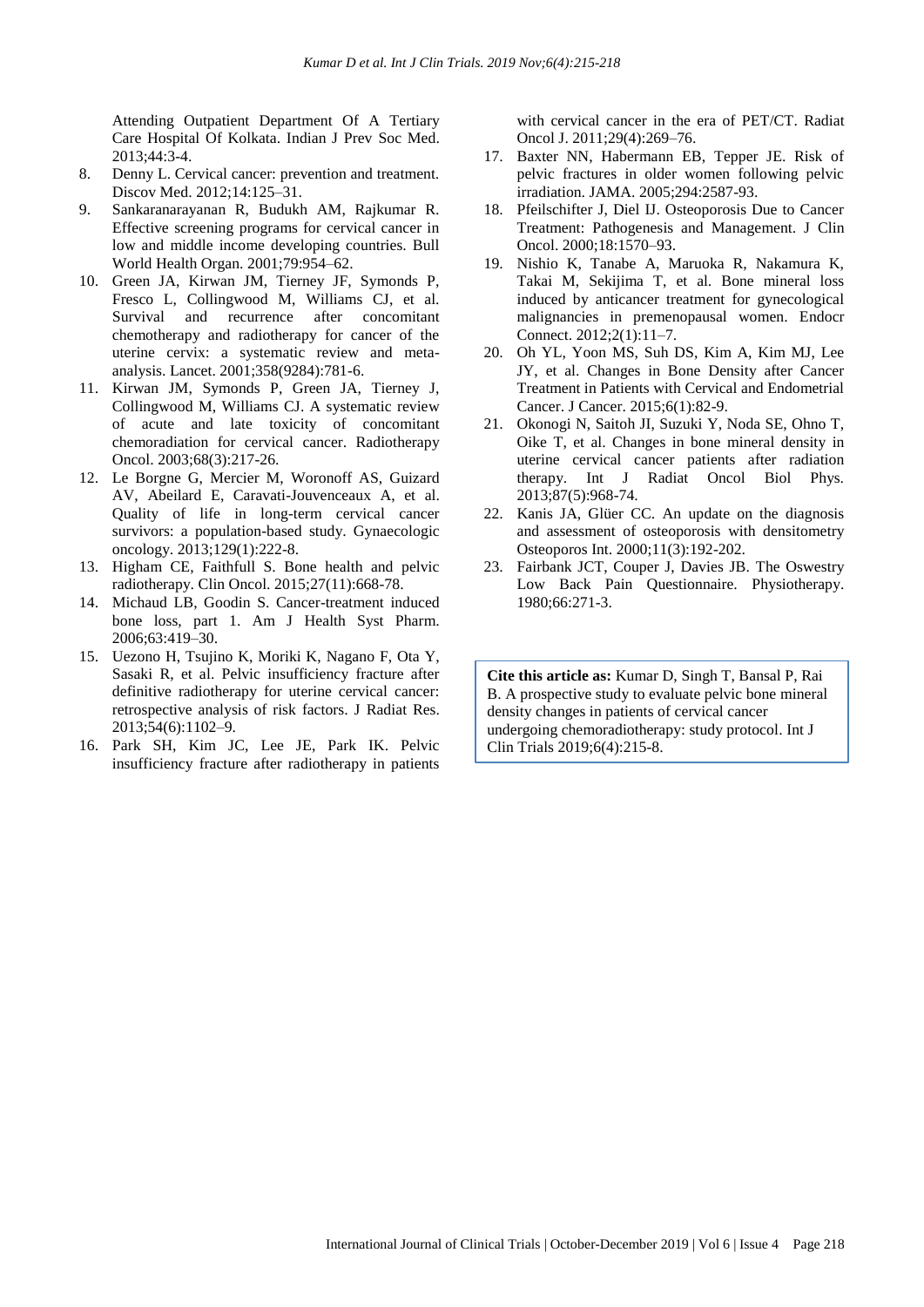Attending Outpatient Department Of A Tertiary Care Hospital Of Kolkata. Indian J Prev Soc Med. 2013;44:3-4.

8. Denny L. Cervical cancer: prevention and treatment. Discov Med. 2012;14:125–31.
9. Sankaranarayanan R, Budukh AM, Rajkumar R. Effective screening programs for cervical cancer in low and middle income developing countries. Bull World Health Organ. 2001;79:954–62.
10. Green JA, Kirwan JM, Tierney JF, Symonds P, Fresco L, Collingwood M, Williams CJ, et al. Survival and recurrence after concomitant chemotherapy and radiotherapy for cancer of the uterine cervix: a systematic review and meta-analysis. Lancet. 2001;358(9284):781-6.
11. Kirwan JM, Symonds P, Green JA, Tierney J, Collingwood M, Williams CJ. A systematic review of acute and late toxicity of concomitant chemoradiation for cervical cancer. Radiotherapy Oncol. 2003;68(3):217-26.
12. Le Borgne G, Mercier M, Woronoff AS, Guizard AV, Abeilard E, Caravati-Jouvenceaux A, et al. Quality of life in long-term cervical cancer survivors: a population-based study. Gynaecologic oncology. 2013;129(1):222-8.
13. Higham CE, Faithfull S. Bone health and pelvic radiotherapy. Clin Oncol. 2015;27(11):668-78.
14. Michaud LB, Goodin S. Cancer-treatment induced bone loss, part 1. Am J Health Syst Pharm. 2006;63:419–30.
15. Uezono H, Tsujino K, Moriki K, Nagano F, Ota Y, Sasaki R, et al. Pelvic insufficiency fracture after definitive radiotherapy for uterine cervical cancer: retrospective analysis of risk factors. J Radiat Res. 2013;54(6):1102–9.
16. Park SH, Kim JC, Lee JE, Park IK. Pelvic insufficiency fracture after radiotherapy in patients with cervical cancer in the era of PET/CT. Radiat Oncol J. 2011;29(4):269–76.
17. Baxter NN, Habermann EB, Tepper JE. Risk of pelvic fractures in older women following pelvic irradiation. JAMA. 2005;294:2587-93.
18. Pfeilschifter J, Diel IJ. Osteoporosis Due to Cancer Treatment: Pathogenesis and Management. J Clin Oncol. 2000;18:1570–93.
19. Nishio K, Tanabe A, Maruoka R, Nakamura K, Takai M, Sekijima T, et al. Bone mineral loss induced by anticancer treatment for gynecological malignancies in premenopausal women. Endocr Connect. 2012;2(1):11–7.
20. Oh YL, Yoon MS, Suh DS, Kim A, Kim MJ, Lee JY, et al. Changes in Bone Density after Cancer Treatment in Patients with Cervical and Endometrial Cancer. J Cancer. 2015;6(1):82-9.
21. Okonogi N, Saitoh JI, Suzuki Y, Noda SE, Ohno T, Oike T, et al. Changes in bone mineral density in uterine cervical cancer patients after radiation therapy. Int J Radiat Oncol Biol Phys. 2013;87(5):968-74.
22. Kanis JA, Glüer CC. An update on the diagnosis and assessment of osteoporosis with densitometry Osteoporos Int. 2000;11(3):192-202.
23. Fairbank JCT, Couper J, Davies JB. The Oswestry Low Back Pain Questionnaire. Physiotherapy. 1980;66:271-3.

**Cite this article as:** Kumar D, Singh T, Bansal P, Rai B. A prospective study to evaluate pelvic bone mineral density changes in patients of cervical cancer undergoing chemoradiotherapy: study protocol. Int J Clin Trials 2019;6(4):215-8.